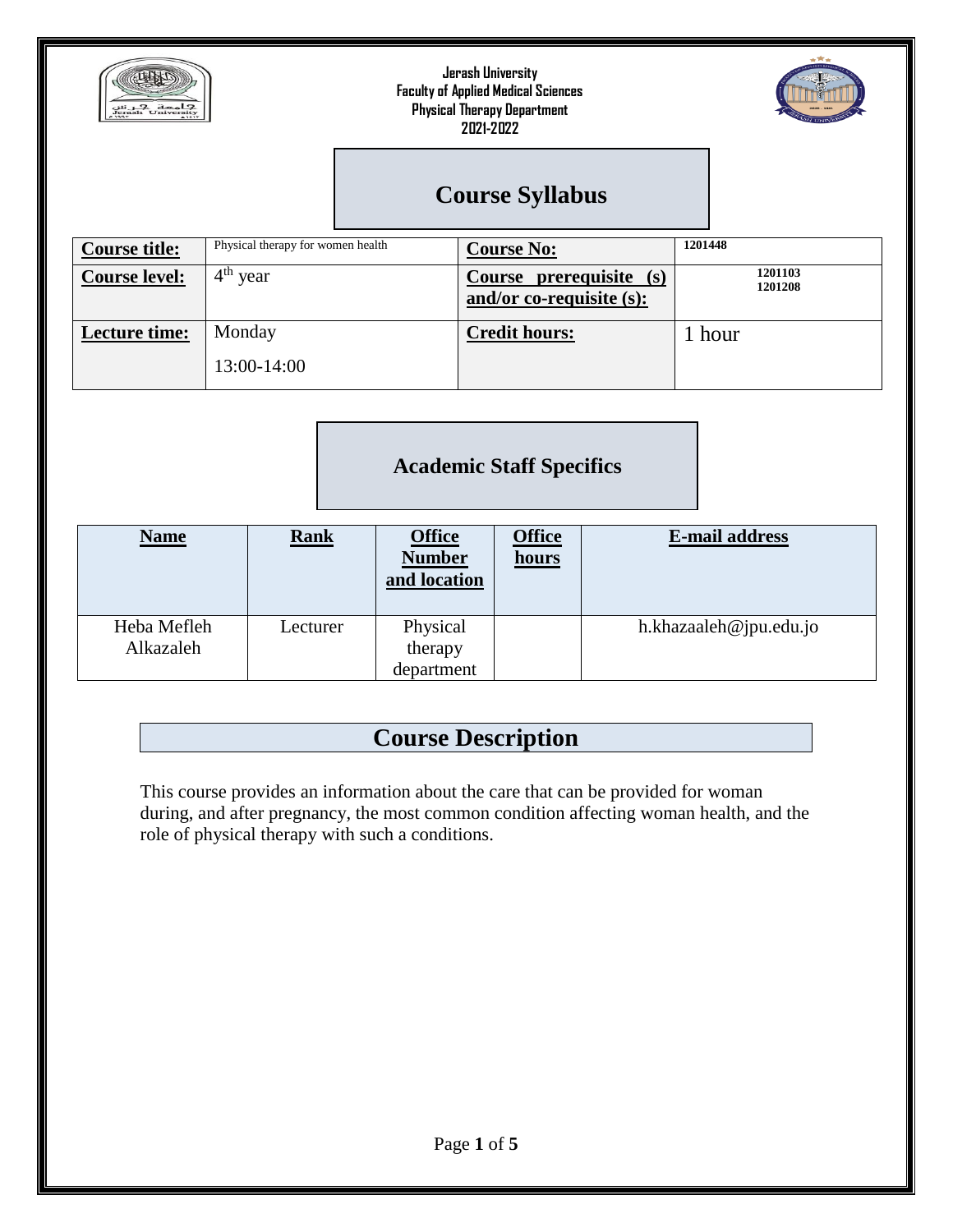**Jerash University**
**Faculty of Applied Medical Sciences**
**Physical Therapy Department**
**2021-2022**

# Course Syllabus

| **Course title:** | Physical therapy for women health | **Course No:** | 1201448 |
|---|---|---|---|
| **Course level:** | 4th year | **Course prerequisite (s) and/or co-requisite (s):** | 1201103<br>1201208 |
| **Lecture time:** | Monday<br>13:00-14:00 | **Credit hours:** | 1 hour |

## Academic Staff Specifics

| **Name** | **Rank** | **Office Number and location** | **Office hours** | **E-mail address** |
|---|---|---|---|---|
| Heba Mefleh Alkazaleh | Lecturer | Physical therapy department | | h.khazaaleh@jpu.edu.jo |

## Course Description

This course provides an information about the care that can be provided for woman during, and after pregnancy, the most common condition affecting woman health, and the role of physical therapy with such a conditions.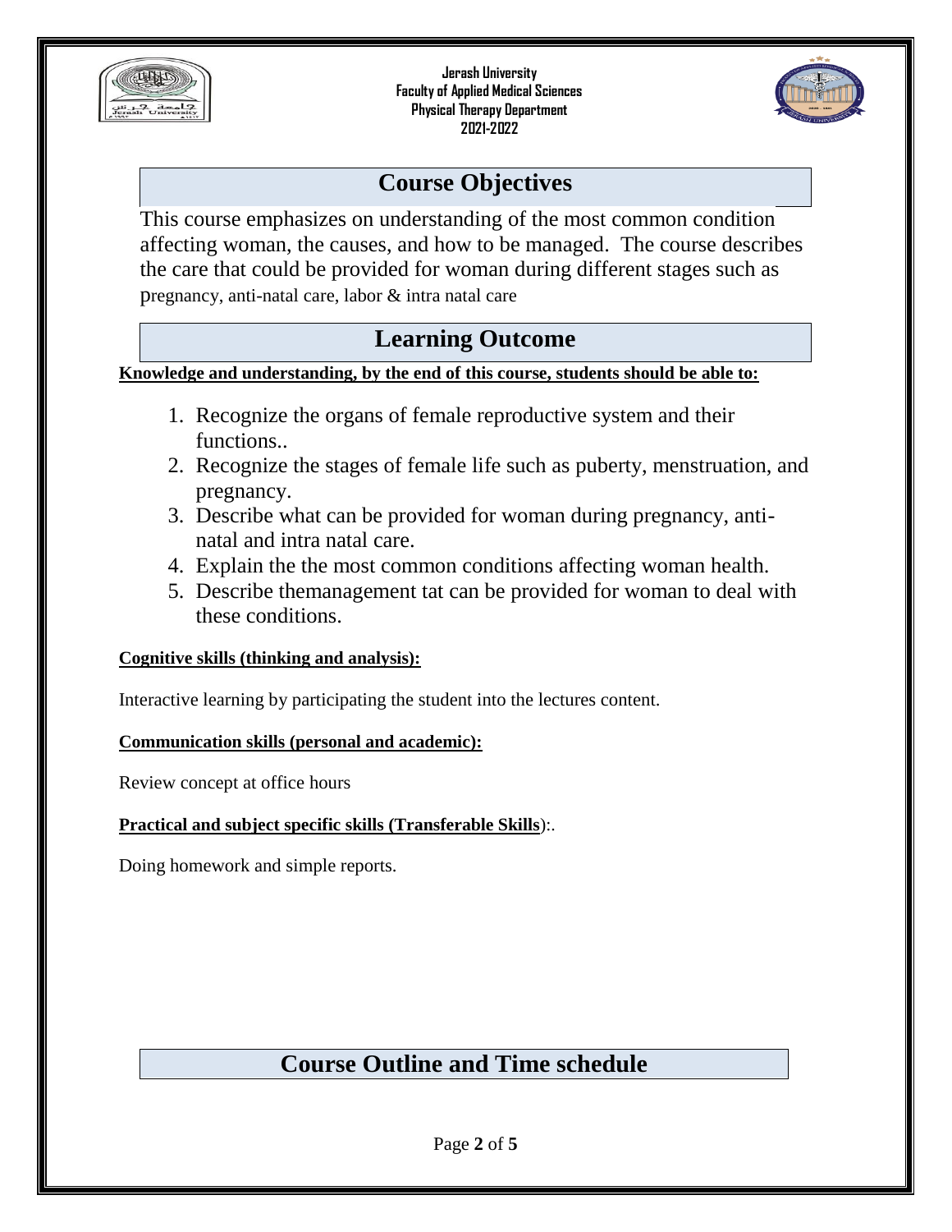## Course Objectives

This course emphasizes on understanding of the most common condition affecting woman, the causes, and how to be managed. The course describes the care that could be provided for woman during different stages such as pregnancy, anti-natal care, labor & intra natal care

## Learning Outcome

**Knowledge and understanding, by the end of this course, students should be able to:**

1. Recognize the organs of female reproductive system and their functions..
2. Recognize the stages of female life such as puberty, menstruation, and pregnancy.
3. Describe what can be provided for woman during pregnancy, anti-natal and intra natal care.
4. Explain the the most common conditions affecting woman health.
5. Describe themanagement tat can be provided for woman to deal with these conditions.

**Cognitive skills (thinking and analysis):**

Interactive learning by participating the student into the lectures content.

**Communication skills (personal and academic):**

Review concept at office hours

**Practical and subject specific skills (Transferable Skills):.**

Doing homework and simple reports.

## Course Outline and Time schedule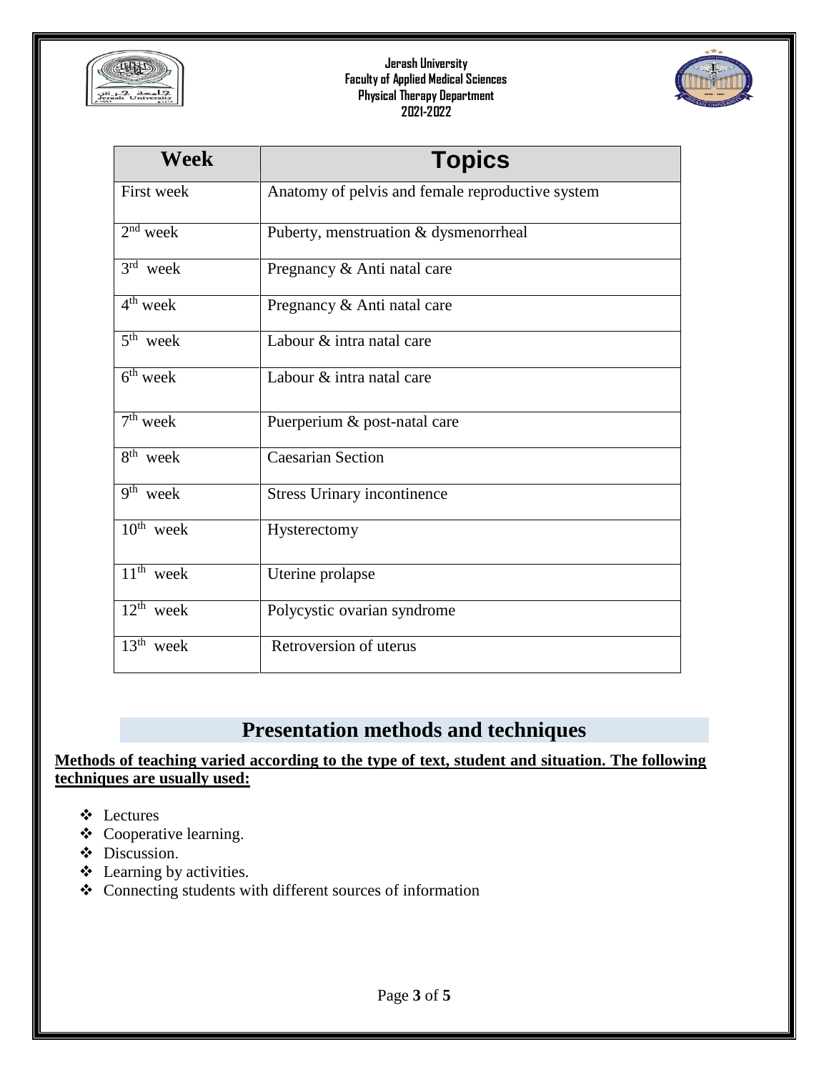| Week | Topics |
| --- | --- |
| First week | Anatomy of pelvis and female reproductive system |
| 2nd week | Puberty, menstruation & dysmenorrheal |
| 3rd week | Pregnancy & Anti natal care |
| 4th week | Pregnancy & Anti natal care |
| 5th week | Labour & intra natal care |
| 6th week | Labour & intra natal care |
| 7th week | Puerperium & post-natal care |
| 8th week | Caesarian Section |
| 9th week | Stress Urinary incontinence |
| 10th week | Hysterectomy |
| 11th week | Uterine prolapse |
| 12th week | Polycystic ovarian syndrome |
| 13th week | Retroversion of uterus |

## Presentation methods and techniques

**Methods of teaching varied according to the type of text, student and situation. The following techniques are usually used:**

- Lectures
- Cooperative learning.
- Discussion.
- Learning by activities.
- Connecting students with different sources of information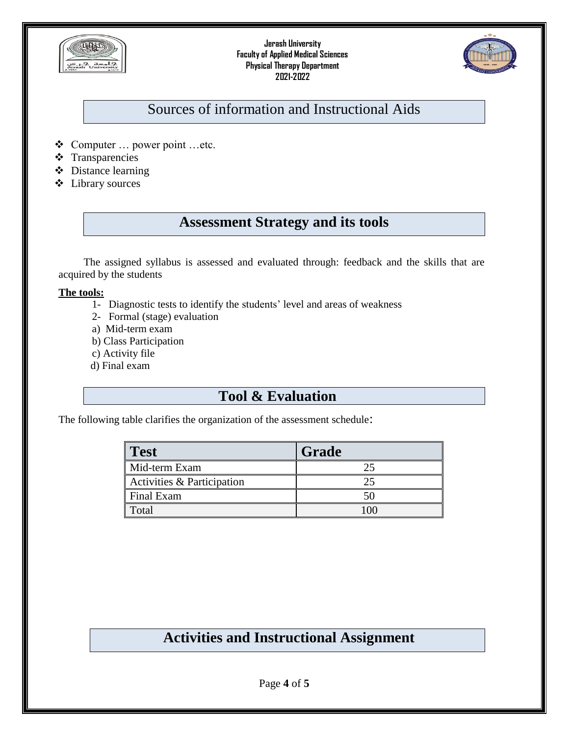## Sources of information and Instructional Aids

- Computer … power point …etc.
- Transparencies
- Distance learning
- Library sources

## Assessment Strategy and its tools

The assigned syllabus is assessed and evaluated through: feedback and the skills that are acquired by the students

**The tools:**

1- Diagnostic tests to identify the students' level and areas of weakness

2- Formal (stage) evaluation

a) Mid-term exam

b) Class Participation

c) Activity file

d) Final exam

## Tool & Evaluation

The following table clarifies the organization of the assessment schedule:

| Test | Grade |
|---|---|
| Mid-term Exam | 25 |
| Activities & Participation | 25 |
| Final Exam | 50 |
| Total | 100 |

## Activities and Instructional Assignment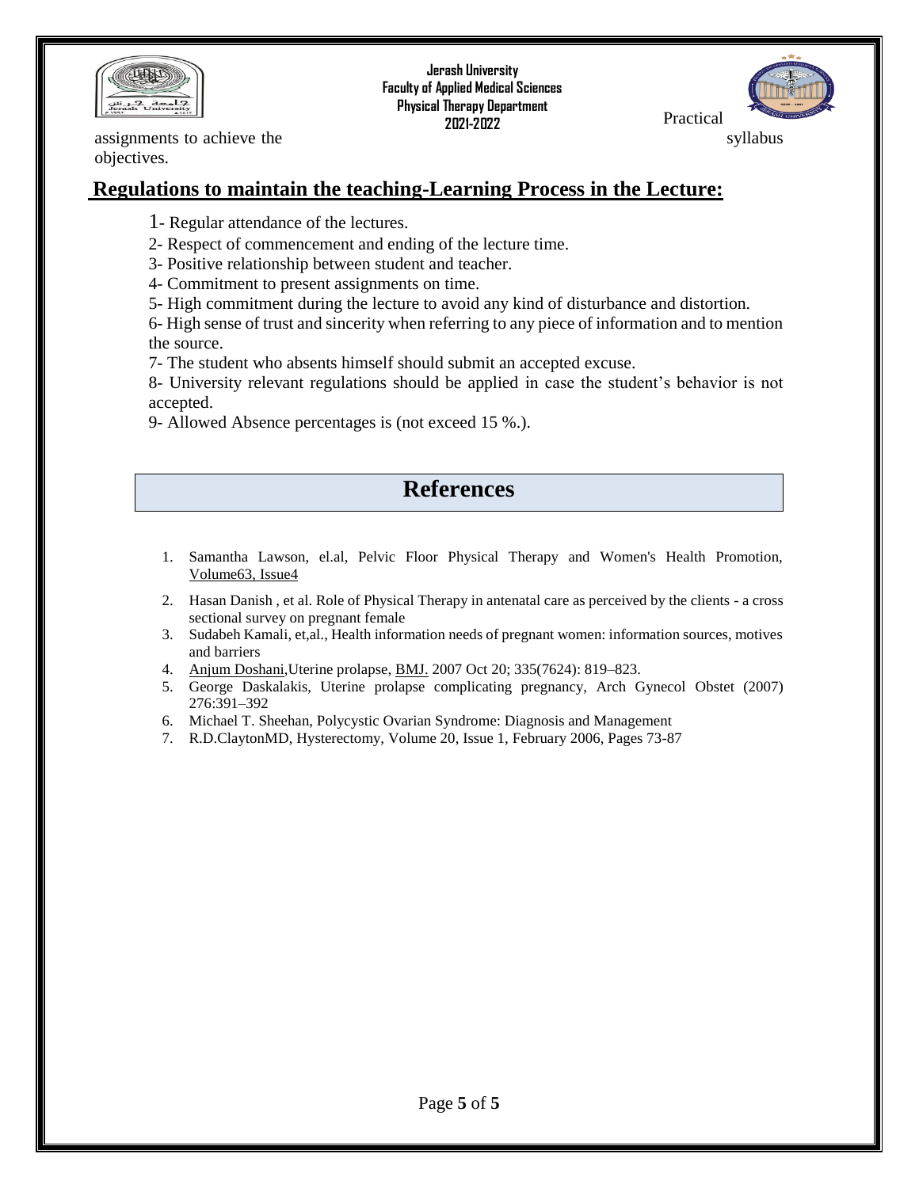Practical assignments to achieve the syllabus objectives.

## Regulations to maintain the teaching-Learning Process in the Lecture:

1- Regular attendance of the lectures.

2- Respect of commencement and ending of the lecture time.

3- Positive relationship between student and teacher.

4- Commitment to present assignments on time.

5- High commitment during the lecture to avoid any kind of disturbance and distortion.

6- High sense of trust and sincerity when referring to any piece of information and to mention the source.

7- The student who absents himself should submit an accepted excuse.

8- University relevant regulations should be applied in case the student's behavior is not accepted.

9- Allowed Absence percentages is (not exceed 15 %.).

## References

1. Samantha Lawson, el.al, Pelvic Floor Physical Therapy and Women's Health Promotion, Volume63, Issue4
2. Hasan Danish , et al. Role of Physical Therapy in antenatal care as perceived by the clients - a cross sectional survey on pregnant female
3. Sudabeh Kamali, et,al., Health information needs of pregnant women: information sources, motives and barriers
4. Anjum Doshani,Uterine prolapse, BMJ. 2007 Oct 20; 335(7624): 819–823.
5. George Daskalakis, Uterine prolapse complicating pregnancy, Arch Gynecol Obstet (2007) 276:391–392
6. Michael T. Sheehan, Polycystic Ovarian Syndrome: Diagnosis and Management
7. R.D.ClaytonMD, Hysterectomy, Volume 20, Issue 1, February 2006, Pages 73-87